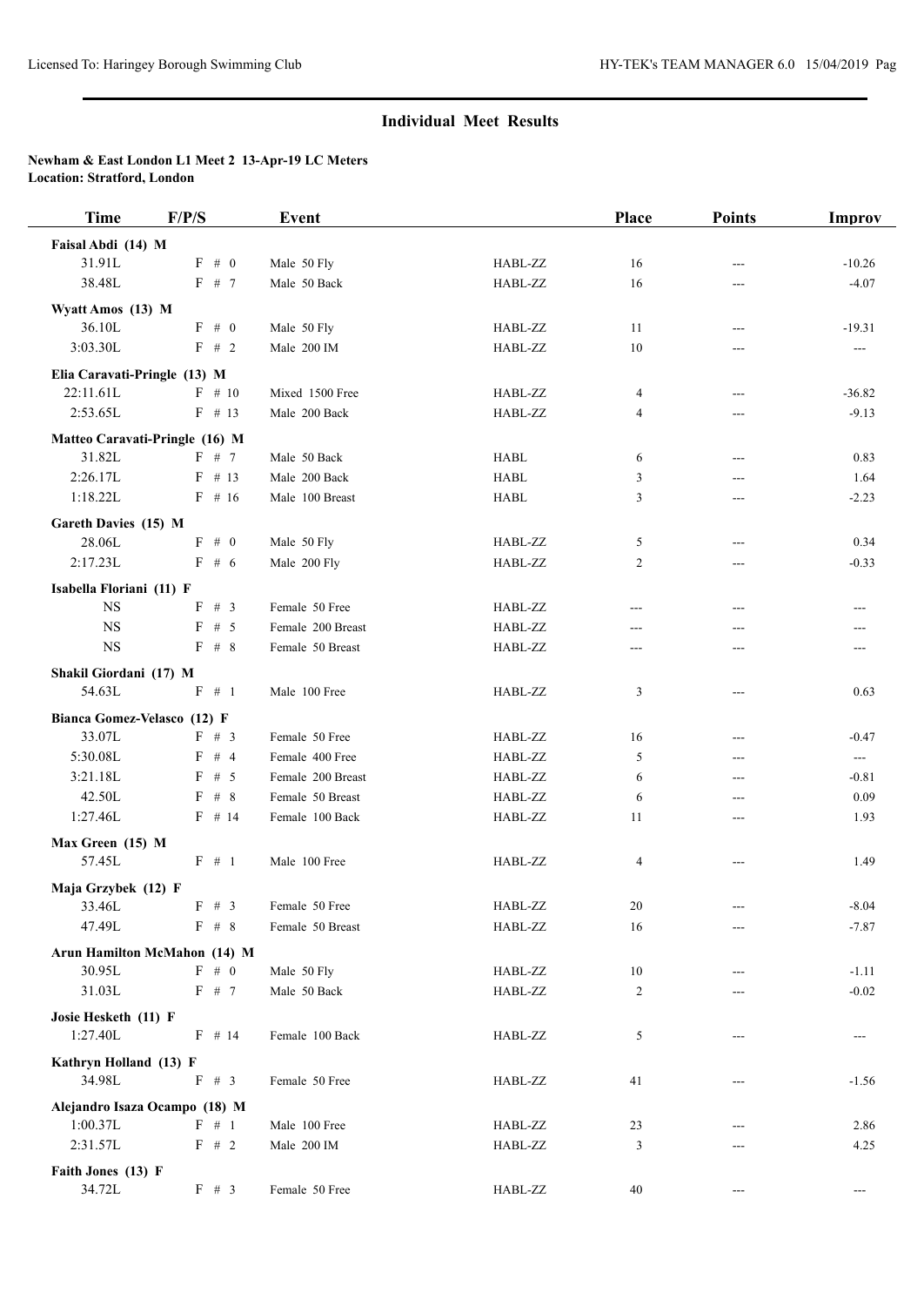## Individual Meet Results

**Newham & East London L1 Meet 2 13-Apr-19 LC Meters**
**Location: Stratford, London**

| Time | F/P/S | Event | | Place | Points | Improv |
|---|---|---|---|---|---|---|
| **Faisal Abdi (14) M** | | | | | | |
| 31.91L | F # 0 | Male 50 Fly | HABL-ZZ | 16 | --- | -10.26 |
| 38.48L | F # 7 | Male 50 Back | HABL-ZZ | 16 | --- | -4.07 |
| **Wyatt Amos (13) M** | | | | | | |
| 36.10L | F # 0 | Male 50 Fly | HABL-ZZ | 11 | --- | -19.31 |
| 3:03.30L | F # 2 | Male 200 IM | HABL-ZZ | 10 | --- | --- |
| **Elia Caravati-Pringle (13) M** | | | | | | |
| 22:11.61L | F # 10 | Mixed 1500 Free | HABL-ZZ | 4 | --- | -36.82 |
| 2:53.65L | F # 13 | Male 200 Back | HABL-ZZ | 4 | --- | -9.13 |
| **Matteo Caravati-Pringle (16) M** | | | | | | |
| 31.82L | F # 7 | Male 50 Back | HABL | 6 | --- | 0.83 |
| 2:26.17L | F # 13 | Male 200 Back | HABL | 3 | --- | 1.64 |
| 1:18.22L | F # 16 | Male 100 Breast | HABL | 3 | --- | -2.23 |
| **Gareth Davies (15) M** | | | | | | |
| 28.06L | F # 0 | Male 50 Fly | HABL-ZZ | 5 | --- | 0.34 |
| 2:17.23L | F # 6 | Male 200 Fly | HABL-ZZ | 2 | --- | -0.33 |
| **Isabella Floriani (11) F** | | | | | | |
| NS | F # 3 | Female 50 Free | HABL-ZZ | --- | --- | --- |
| NS | F # 5 | Female 200 Breast | HABL-ZZ | --- | --- | --- |
| NS | F # 8 | Female 50 Breast | HABL-ZZ | --- | --- | --- |
| **Shakil Giordani (17) M** | | | | | | |
| 54.63L | F # 1 | Male 100 Free | HABL-ZZ | 3 | --- | 0.63 |
| **Bianca Gomez-Velasco (12) F** | | | | | | |
| 33.07L | F # 3 | Female 50 Free | HABL-ZZ | 16 | --- | -0.47 |
| 5:30.08L | F # 4 | Female 400 Free | HABL-ZZ | 5 | --- | --- |
| 3:21.18L | F # 5 | Female 200 Breast | HABL-ZZ | 6 | --- | -0.81 |
| 42.50L | F # 8 | Female 50 Breast | HABL-ZZ | 6 | --- | 0.09 |
| 1:27.46L | F # 14 | Female 100 Back | HABL-ZZ | 11 | --- | 1.93 |
| **Max Green (15) M** | | | | | | |
| 57.45L | F # 1 | Male 100 Free | HABL-ZZ | 4 | --- | 1.49 |
| **Maja Grzybek (12) F** | | | | | | |
| 33.46L | F # 3 | Female 50 Free | HABL-ZZ | 20 | --- | -8.04 |
| 47.49L | F # 8 | Female 50 Breast | HABL-ZZ | 16 | --- | -7.87 |
| **Arun Hamilton McMahon (14) M** | | | | | | |
| 30.95L | F # 0 | Male 50 Fly | HABL-ZZ | 10 | --- | -1.11 |
| 31.03L | F # 7 | Male 50 Back | HABL-ZZ | 2 | --- | -0.02 |
| **Josie Hesketh (11) F** | | | | | | |
| 1:27.40L | F # 14 | Female 100 Back | HABL-ZZ | 5 | --- | --- |
| **Kathryn Holland (13) F** | | | | | | |
| 34.98L | F # 3 | Female 50 Free | HABL-ZZ | 41 | --- | -1.56 |
| **Alejandro Isaza Ocampo (18) M** | | | | | | |
| 1:00.37L | F # 1 | Male 100 Free | HABL-ZZ | 23 | --- | 2.86 |
| 2:31.57L | F # 2 | Male 200 IM | HABL-ZZ | 3 | --- | 4.25 |
| **Faith Jones (13) F** | | | | | | |
| 34.72L | F # 3 | Female 50 Free | HABL-ZZ | 40 | --- | --- |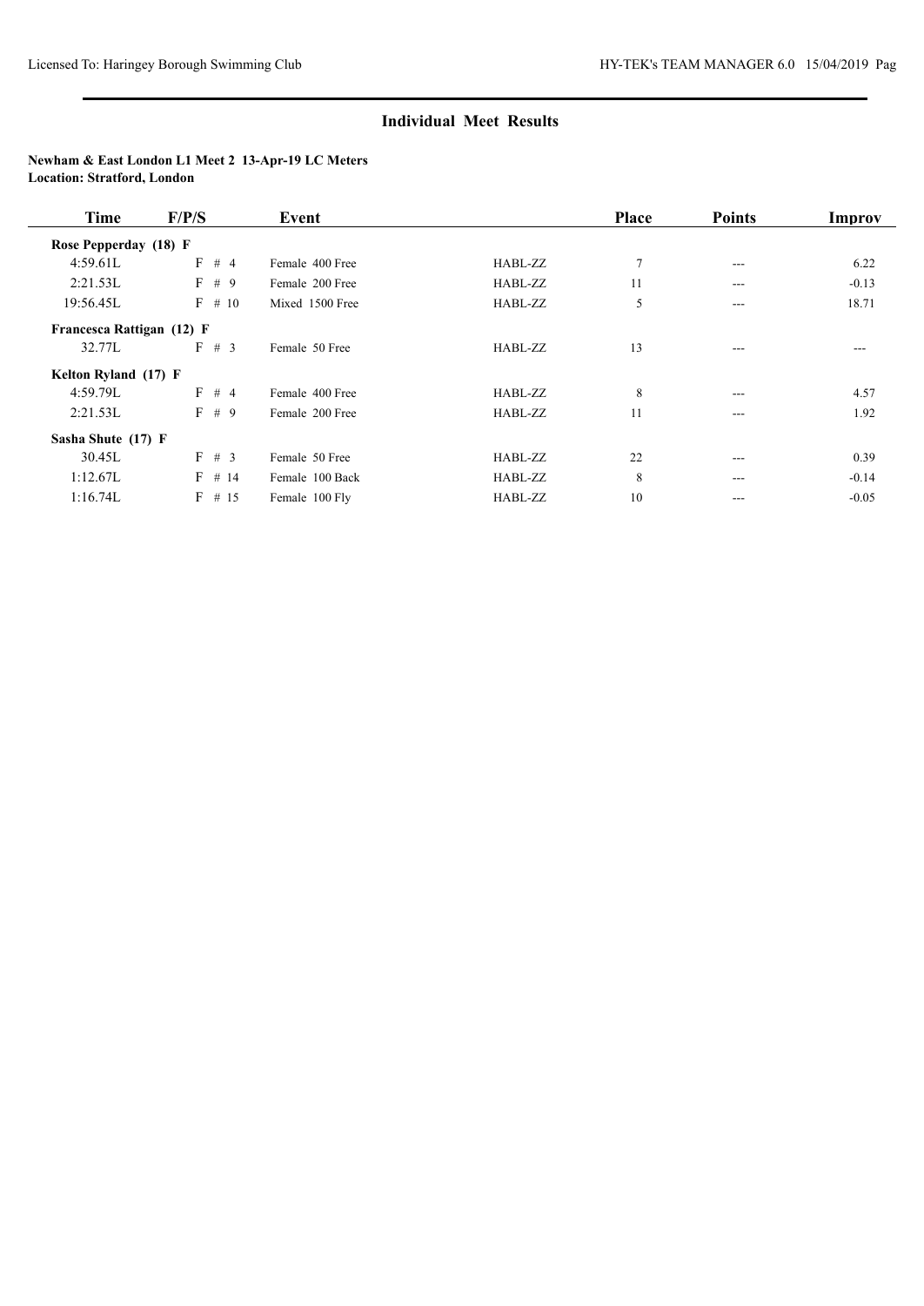## Individual Meet Results

**Newham & East London L1 Meet 2 13-Apr-19 LC Meters**
**Location: Stratford, London**

| Time | F/P/S | Event | | Place | Points | Improv |
|---|---|---|---|---|---|---|
| **Rose Pepperday (18) F** | | | | | | |
| 4:59.61L | F # 4 | Female 400 Free | HABL-ZZ | 7 | --- | 6.22 |
| 2:21.53L | F # 9 | Female 200 Free | HABL-ZZ | 11 | --- | -0.13 |
| 19:56.45L | F # 10 | Mixed 1500 Free | HABL-ZZ | 5 | --- | 18.71 |
| **Francesca Rattigan (12) F** | | | | | | |
| 32.77L | F # 3 | Female 50 Free | HABL-ZZ | 13 | --- | --- |
| **Kelton Ryland (17) F** | | | | | | |
| 4:59.79L | F # 4 | Female 400 Free | HABL-ZZ | 8 | --- | 4.57 |
| 2:21.53L | F # 9 | Female 200 Free | HABL-ZZ | 11 | --- | 1.92 |
| **Sasha Shute (17) F** | | | | | | |
| 30.45L | F # 3 | Female 50 Free | HABL-ZZ | 22 | --- | 0.39 |
| 1:12.67L | F # 14 | Female 100 Back | HABL-ZZ | 8 | --- | -0.14 |
| 1:16.74L | F # 15 | Female 100 Fly | HABL-ZZ | 10 | --- | -0.05 |